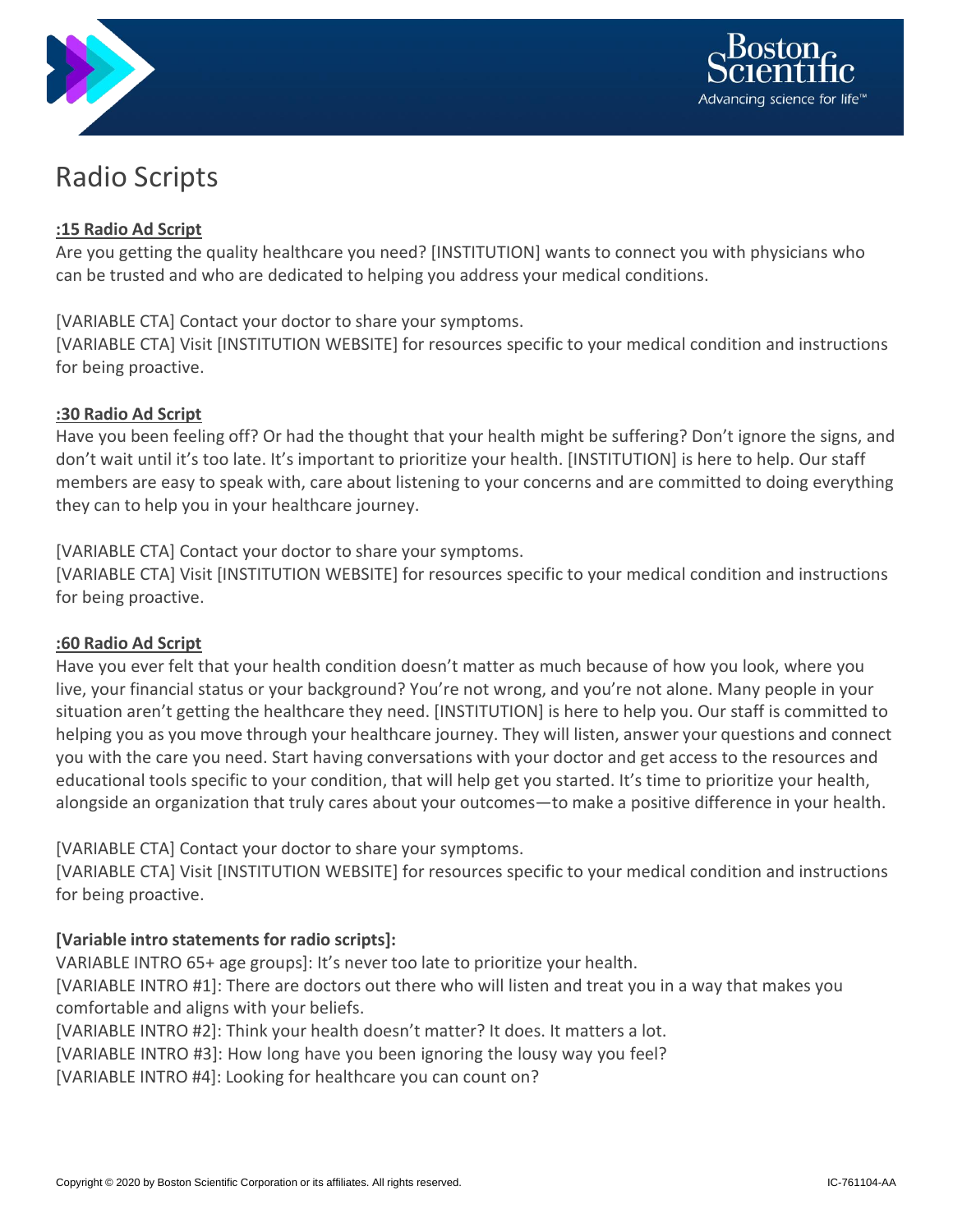# Radio Scripts

**:15 Radio Ad Script**

Are you getting the quality healthcare you need? [INSTITUTION] wants to connect you with physicians who can be trusted and who are dedicated to helping you address your medical conditions.

[VARIABLE CTA] Contact your doctor to share your symptoms.
[VARIABLE CTA] Visit [INSTITUTION WEBSITE] for resources specific to your medical condition and instructions for being proactive.

**:30 Radio Ad Script**

Have you been feeling off? Or had the thought that your health might be suffering? Don't ignore the signs, and don't wait until it's too late. It's important to prioritize your health. [INSTITUTION] is here to help. Our staff members are easy to speak with, care about listening to your concerns and are committed to doing everything they can to help you in your healthcare journey.

[VARIABLE CTA] Contact your doctor to share your symptoms.
[VARIABLE CTA] Visit [INSTITUTION WEBSITE] for resources specific to your medical condition and instructions for being proactive.

**:60 Radio Ad Script**

Have you ever felt that your health condition doesn't matter as much because of how you look, where you live, your financial status or your background? You're not wrong, and you're not alone. Many people in your situation aren't getting the healthcare they need. [INSTITUTION] is here to help you. Our staff is committed to helping you as you move through your healthcare journey. They will listen, answer your questions and connect you with the care you need. Start having conversations with your doctor and get access to the resources and educational tools specific to your condition, that will help get you started. It's time to prioritize your health, alongside an organization that truly cares about your outcomes—to make a positive difference in your health.

[VARIABLE CTA] Contact your doctor to share your symptoms.
[VARIABLE CTA] Visit [INSTITUTION WEBSITE] for resources specific to your medical condition and instructions for being proactive.

**[Variable intro statements for radio scripts]:**

VARIABLE INTRO 65+ age groups]: It's never too late to prioritize your health.
[VARIABLE INTRO #1]: There are doctors out there who will listen and treat you in a way that makes you comfortable and aligns with your beliefs.
[VARIABLE INTRO #2]: Think your health doesn't matter? It does. It matters a lot.
[VARIABLE INTRO #3]: How long have you been ignoring the lousy way you feel?
[VARIABLE INTRO #4]: Looking for healthcare you can count on?

Copyright © 2020 by Boston Scientific Corporation or its affiliates. All rights reserved. IC-761104-AA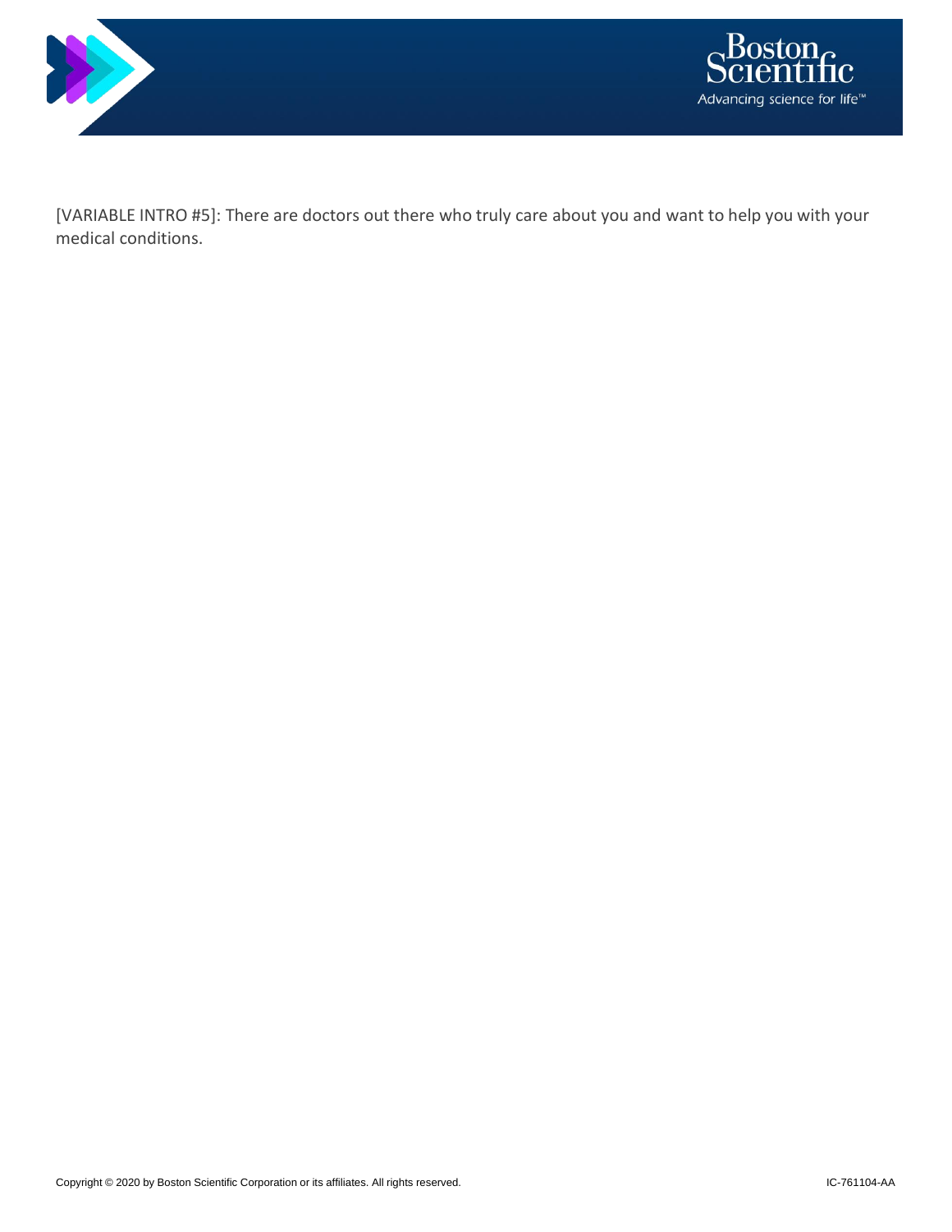[VARIABLE INTRO #5]: There are doctors out there who truly care about you and want to help you with your medical conditions.